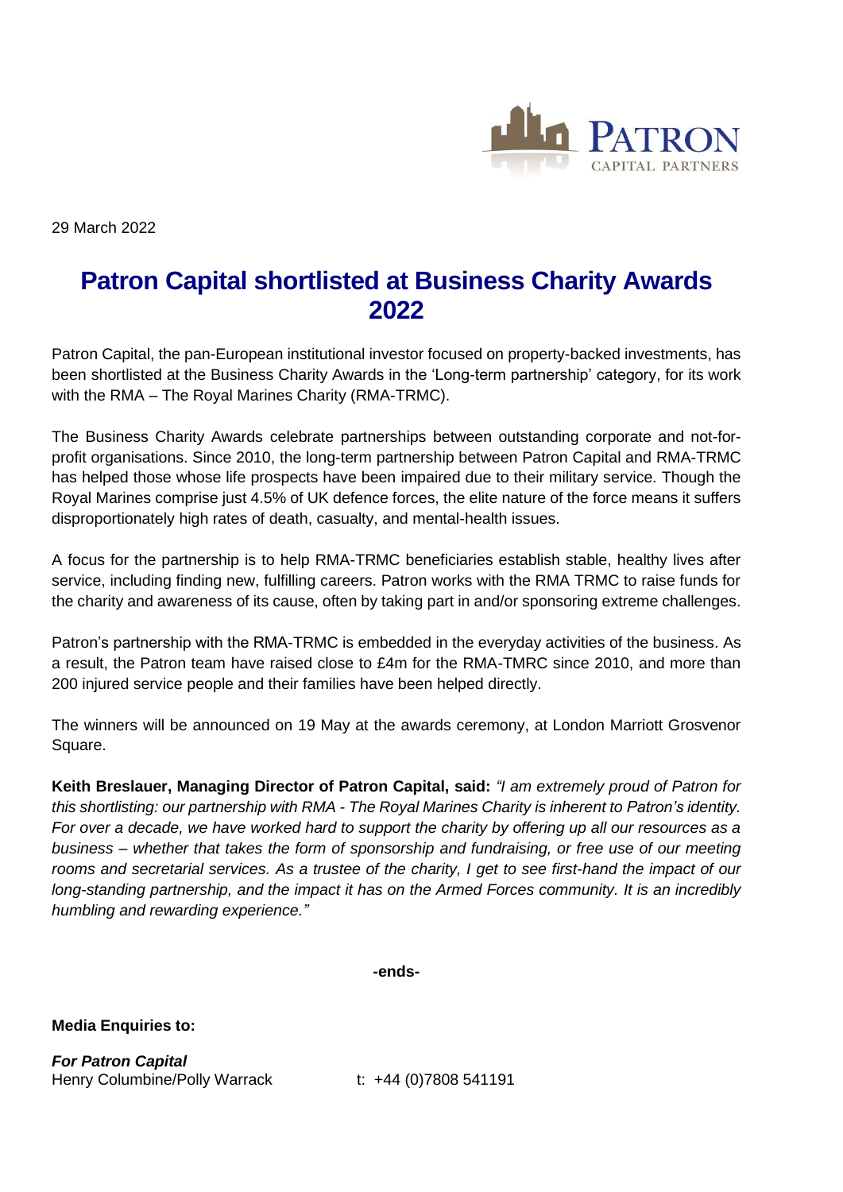29 March 2022

# Patron Capital shortlisted at Business Charity Awards 2022

Patron Capital, the pan-European institutional investor focused on property-backed investments, has been shortlisted at the Business Charity Awards in the 'Long-term partnership' category, for its work with the RMA – The Royal Marines Charity (RMA-TRMC).

The Business Charity Awards celebrate partnerships between outstanding corporate and not-for-profit organisations. Since 2010, the long-term partnership between Patron Capital and RMA-TRMC has helped those whose life prospects have been impaired due to their military service. Though the Royal Marines comprise just 4.5% of UK defence forces, the elite nature of the force means it suffers disproportionately high rates of death, casualty, and mental-health issues.

A focus for the partnership is to help RMA-TRMC beneficiaries establish stable, healthy lives after service, including finding new, fulfilling careers. Patron works with the RMA TRMC to raise funds for the charity and awareness of its cause, often by taking part in and/or sponsoring extreme challenges.

Patron's partnership with the RMA-TRMC is embedded in the everyday activities of the business. As a result, the Patron team have raised close to £4m for the RMA-TMRC since 2010, and more than 200 injured service people and their families have been helped directly.

The winners will be announced on 19 May at the awards ceremony, at London Marriott Grosvenor Square.

**Keith Breslauer, Managing Director of Patron Capital, said:** *"I am extremely proud of Patron for this shortlisting: our partnership with RMA - The Royal Marines Charity is inherent to Patron's identity. For over a decade, we have worked hard to support the charity by offering up all our resources as a business – whether that takes the form of sponsorship and fundraising, or free use of our meeting rooms and secretarial services. As a trustee of the charity, I get to see first-hand the impact of our long-standing partnership, and the impact it has on the Armed Forces community. It is an incredibly humbling and rewarding experience."*

**-ends-**

**Media Enquiries to:**

***For Patron Capital***
Henry Columbine/Polly Warrack t: +44 (0)7808 541191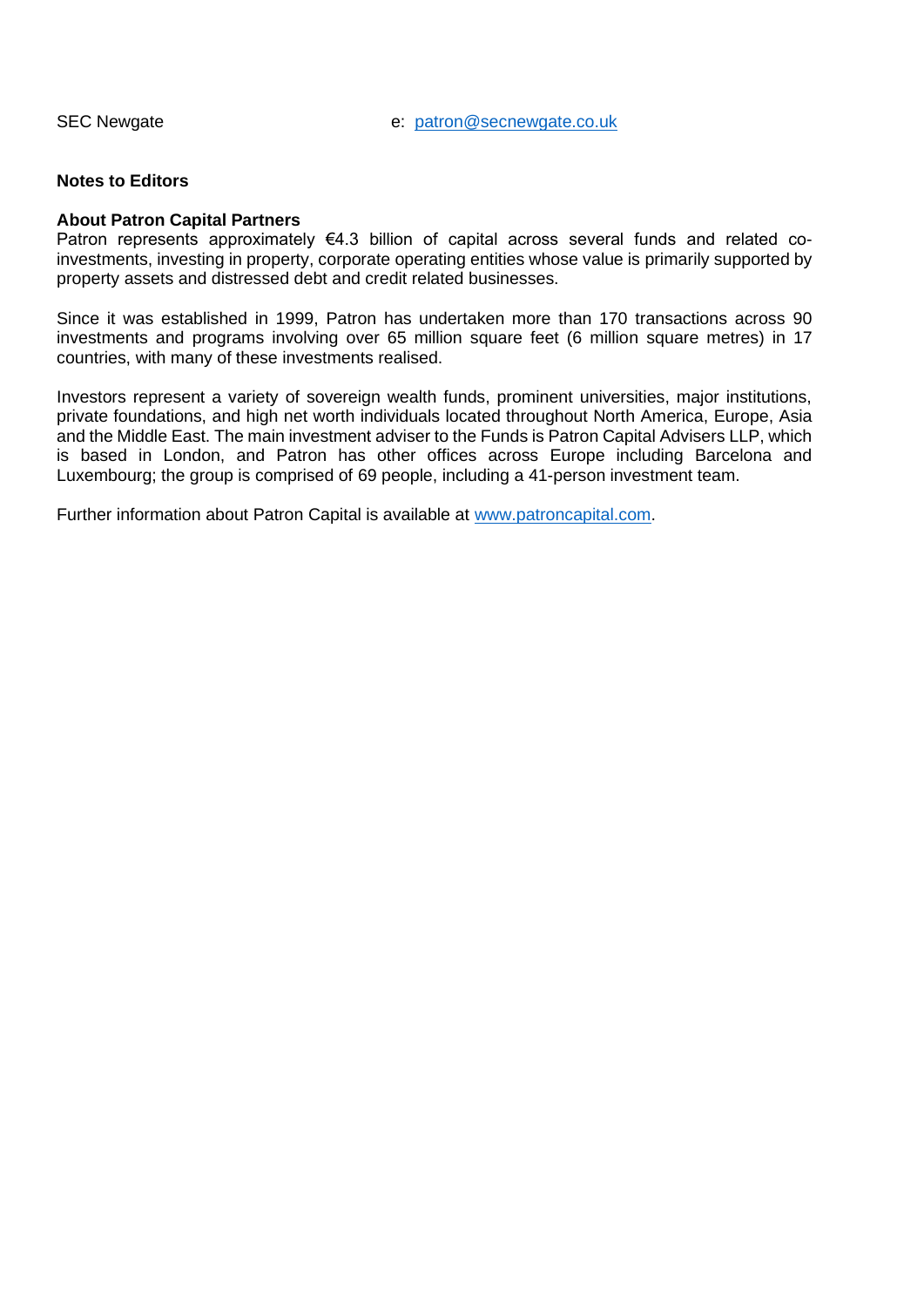SEC Newgate e: patron@secnewgate.co.uk

**Notes to Editors**

**About Patron Capital Partners**

Patron represents approximately €4.3 billion of capital across several funds and related co-investments, investing in property, corporate operating entities whose value is primarily supported by property assets and distressed debt and credit related businesses.

Since it was established in 1999, Patron has undertaken more than 170 transactions across 90 investments and programs involving over 65 million square feet (6 million square metres) in 17 countries, with many of these investments realised.

Investors represent a variety of sovereign wealth funds, prominent universities, major institutions, private foundations, and high net worth individuals located throughout North America, Europe, Asia and the Middle East. The main investment adviser to the Funds is Patron Capital Advisers LLP, which is based in London, and Patron has other offices across Europe including Barcelona and Luxembourg; the group is comprised of 69 people, including a 41-person investment team.

Further information about Patron Capital is available at www.patroncapital.com.